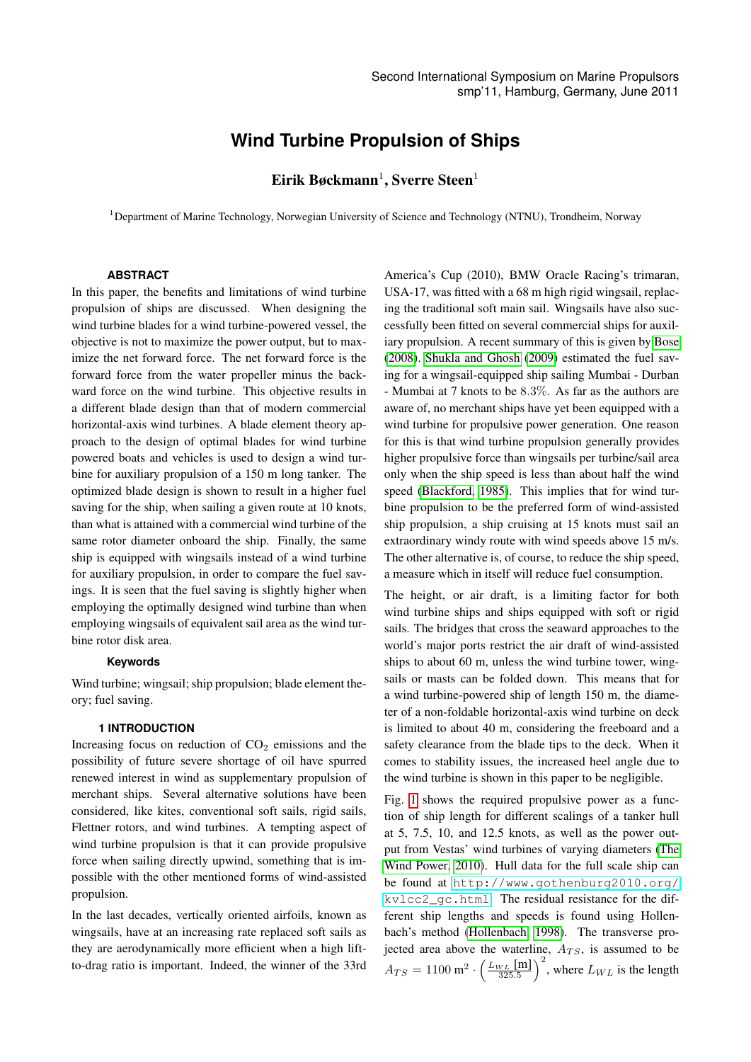# Wind Turbine Propulsion of Ships

**Eirik Bøckmann**[1]**, Sverre Steen**[1]

[1]Department of Marine Technology, Norwegian University of Science and Technology (NTNU), Trondheim, Norway

### ABSTRACT

In this paper, the benefits and limitations of wind turbine propulsion of ships are discussed. When designing the wind turbine blades for a wind turbine-powered vessel, the objective is not to maximize the power output, but to maximize the net forward force. The net forward force is the forward force from the water propeller minus the backward force on the wind turbine. This objective results in a different blade design than that of modern commercial horizontal-axis wind turbines. A blade element theory approach to the design of optimal blades for wind turbine powered boats and vehicles is used to design a wind turbine for auxiliary propulsion of a 150 m long tanker. The optimized blade design is shown to result in a higher fuel saving for the ship, when sailing a given route at 10 knots, than what is attained with a commercial wind turbine of the same rotor diameter onboard the ship. Finally, the same ship is equipped with wingsails instead of a wind turbine for auxiliary propulsion, in order to compare the fuel savings. It is seen that the fuel saving is slightly higher when employing the optimally designed wind turbine than when employing wingsails of equivalent sail area as the wind turbine rotor disk area.

### Keywords

Wind turbine; wingsail; ship propulsion; blade element theory; fuel saving.

## 1 INTRODUCTION

Increasing focus on reduction of $CO_2$ emissions and the possibility of future severe shortage of oil have spurred renewed interest in wind as supplementary propulsion of merchant ships. Several alternative solutions have been considered, like kites, conventional soft sails, rigid sails, Flettner rotors, and wind turbines. A tempting aspect of wind turbine propulsion is that it can provide propulsive force when sailing directly upwind, something that is impossible with the other mentioned forms of wind-assisted propulsion.

In the last decades, vertically oriented airfoils, known as wingsails, have at an increasing rate replaced soft sails as they are aerodynamically more efficient when a high lift-to-drag ratio is important. Indeed, the winner of the 33rd America's Cup (2010), BMW Oracle Racing's trimaran, USA-17, was fitted with a 68 m high rigid wingsail, replacing the traditional soft main sail. Wingsails have also successfully been fitted on several commercial ships for auxiliary propulsion. A recent summary of this is given by Bose (2008). Shukla and Ghosh (2009) estimated the fuel saving for a wingsail-equipped ship sailing Mumbai - Durban - Mumbai at 7 knots to be 8.3%. As far as the authors are aware of, no merchant ships have yet been equipped with a wind turbine for propulsive power generation. One reason for this is that wind turbine propulsion generally provides higher propulsive force than wingsails per turbine/sail area only when the ship speed is less than about half the wind speed (Blackford, 1985). This implies that for wind turbine propulsion to be the preferred form of wind-assisted ship propulsion, a ship cruising at 15 knots must sail an extraordinary windy route with wind speeds above 15 m/s. The other alternative is, of course, to reduce the ship speed, a measure which in itself will reduce fuel consumption.

The height, or air draft, is a limiting factor for both wind turbine ships and ships equipped with soft or rigid sails. The bridges that cross the seaward approaches to the world's major ports restrict the air draft of wind-assisted ships to about 60 m, unless the wind turbine tower, wingsails or masts can be folded down. This means that for a wind turbine-powered ship of length 150 m, the diameter of a non-foldable horizontal-axis wind turbine on deck is limited to about 40 m, considering the freeboard and a safety clearance from the blade tips to the deck. When it comes to stability issues, the increased heel angle due to the wind turbine is shown in this paper to be negligible.

Fig. 1 shows the required propulsive power as a function of ship length for different scalings of a tanker hull at 5, 7.5, 10, and 12.5 knots, as well as the power output from Vestas' wind turbines of varying diameters (The Wind Power, 2010). Hull data for the full scale ship can be found at http://www.gothenburg2010.org/kvlcc2_gc.html. The residual resistance for the different ship lengths and speeds is found using Hollenbach's method (Hollenbach, 1998). The transverse projected area above the waterline, $A_{TS}$, is assumed to be $A_{TS} = 1100\,\mathrm{m}^2 \cdot \left(\frac{L_{WL}\,[\mathrm{m}]}{325.5}\right)^2$, where $L_{WL}$ is the length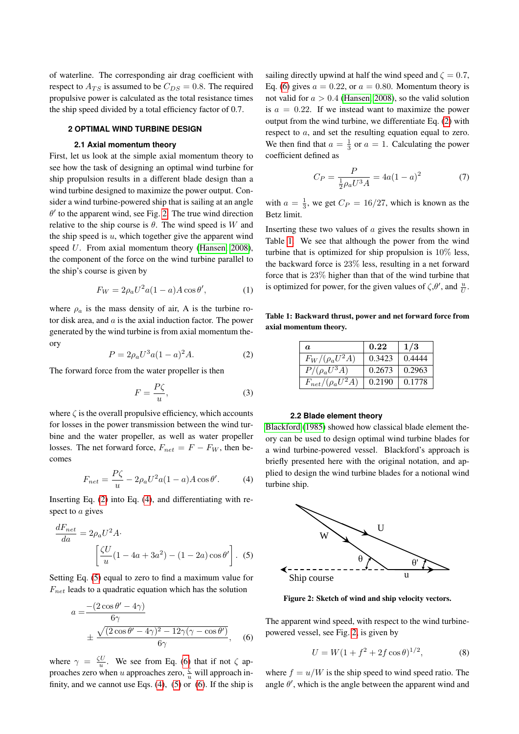of waterline. The corresponding air drag coefficient with respect to $A_{TS}$ is assumed to be $C_{DS} = 0.8$. The required propulsive power is calculated as the total resistance times the ship speed divided by a total efficiency factor of 0.7.

## 2 OPTIMAL WIND TURBINE DESIGN

### 2.1 Axial momentum theory

First, let us look at the simple axial momentum theory to see how the task of designing an optimal wind turbine for ship propulsion results in a different blade design than a wind turbine designed to maximize the power output. Consider a wind turbine-powered ship that is sailing at an angle $\theta'$ to the apparent wind, see Fig. 2. The true wind direction relative to the ship course is $\theta$. The wind speed is $W$ and the ship speed is $u$, which together give the apparent wind speed $U$. From axial momentum theory (Hansen, 2008), the component of the force on the wind turbine parallel to the ship's course is given by

$$F_W = 2\rho_a U^2 a(1-a) A \cos\theta', \tag{1}$$

where $\rho_a$ is the mass density of air, A is the turbine rotor disk area, and $a$ is the axial induction factor. The power generated by the wind turbine is from axial momentum theory

$$P = 2\rho_a U^3 a(1-a)^2 A. \tag{2}$$

The forward force from the water propeller is then

$$F = \frac{P\zeta}{u}, \tag{3}$$

where $\zeta$ is the overall propulsive efficiency, which accounts for losses in the power transmission between the wind turbine and the water propeller, as well as water propeller losses. The net forward force, $F_{net} = F - F_W$, then becomes

$$F_{net} = \frac{P\zeta}{u} - 2\rho_a U^2 a(1-a) A \cos\theta'. \tag{4}$$

Inserting Eq. (2) into Eq. (4), and differentiating with respect to $a$ gives

$$\frac{dF_{net}}{da} = 2\rho_a U^2 A \cdot \left[\frac{\zeta U}{u}(1 - 4a + 3a^2) - (1-2a)\cos\theta'\right]. \tag{5}$$

Setting Eq. (5) equal to zero to find a maximum value for $F_{net}$ leads to a quadratic equation which has the solution

$$a = \frac{-(2\cos\theta' - 4\gamma)}{6\gamma} \pm \frac{\sqrt{(2\cos\theta' - 4\gamma)^2 - 12\gamma(\gamma - \cos\theta')}}{6\gamma}, \tag{6}$$

where $\gamma = \frac{\zeta U}{u}$. We see from Eq. (6) that if not $\zeta$ approaches zero when $u$ approaches zero, $\frac{\zeta}{u}$ will approach infinity, and we cannot use Eqs. (4), (5) or (6). If the ship is sailing directly upwind at half the wind speed and $\zeta = 0.7$, Eq. (6) gives $a = 0.22$, or $a = 0.80$. Momentum theory is not valid for $a > 0.4$ (Hansen, 2008), so the valid solution is $a = 0.22$. If we instead want to maximize the power output from the wind turbine, we differentiate Eq. (2) with respect to $a$, and set the resulting equation equal to zero. We then find that $a = \frac{1}{3}$ or $a = 1$. Calculating the power coefficient defined as

$$C_P = \frac{P}{\frac{1}{2}\rho_a U^3 A} = 4a(1-a)^2 \tag{7}$$

with $a = \frac{1}{3}$, we get $C_P = 16/27$, which is known as the Betz limit.

Inserting these two values of $a$ gives the results shown in Table 1. We see that although the power from the wind turbine that is optimized for ship propulsion is 10% less, the backward force is 23% less, resulting in a net forward force that is 23% higher than that of the wind turbine that is optimized for power, for the given values of $\zeta$,$\theta'$, and $\frac{u}{U}$.

**Table 1: Backward thrust, power and net forward force from axial momentum theory.**

| $a$ | **0.22** | **1/3** |
|---|---|---|
| $F_W/(\rho_a U^2 A)$ | 0.3423 | 0.4444 |
| $P/(\rho_a U^3 A)$ | 0.2673 | 0.2963 |
| $F_{net}/(\rho_a U^2 A)$ | 0.2190 | 0.1778 |

### 2.2 Blade element theory

Blackford (1985) showed how classical blade element theory can be used to design optimal wind turbine blades for a wind turbine-powered vessel. Blackford's approach is briefly presented here with the original notation, and applied to design the wind turbine blades for a notional wind turbine ship.

**Figure 2: Sketch of wind and ship velocity vectors.**

The apparent wind speed, with respect to the wind turbine-powered vessel, see Fig. 2, is given by

$$U = W(1 + f^2 + 2f\cos\theta)^{1/2}, \tag{8}$$

where $f = u/W$ is the ship speed to wind speed ratio. The angle $\theta'$, which is the angle between the apparent wind and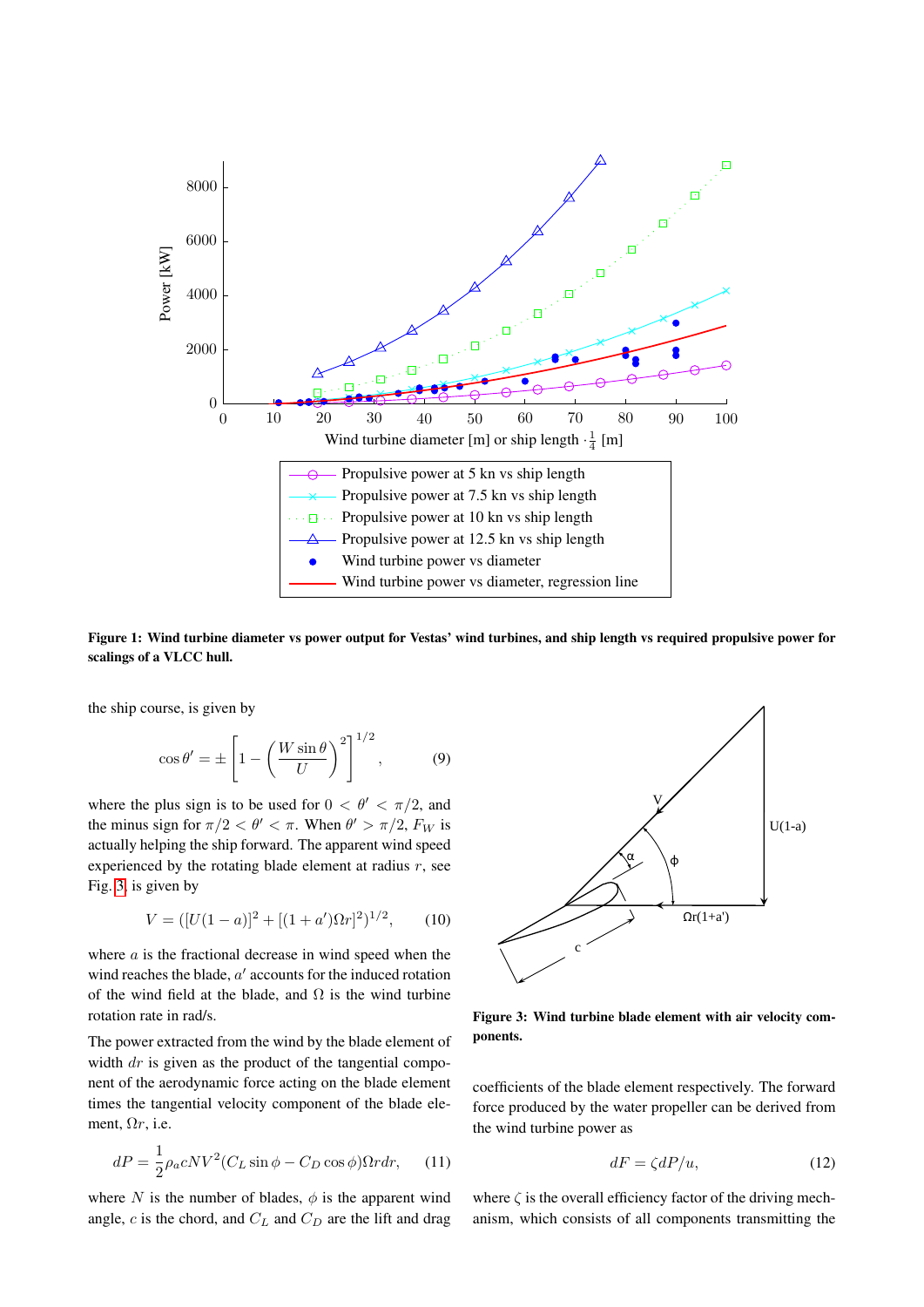**Figure 1: Wind turbine diameter vs power output for Vestas' wind turbines, and ship length vs required propulsive power for scalings of a VLCC hull.**

the ship course, is given by

$$\cos\theta' = \pm\left[1 - \left(\frac{W\sin\theta}{U}\right)^2\right]^{1/2}, \tag{9}$$

where the plus sign is to be used for $0 < \theta' < \pi/2$, and the minus sign for $\pi/2 < \theta' < \pi$. When $\theta' > \pi/2$, $F_W$ is actually helping the ship forward. The apparent wind speed experienced by the rotating blade element at radius $r$, see Fig. 3, is given by

$$V = ([U(1-a)]^2 + [(1+a')\Omega r]^2)^{1/2}, \tag{10}$$

where $a$ is the fractional decrease in wind speed when the wind reaches the blade, $a'$ accounts for the induced rotation of the wind field at the blade, and $\Omega$ is the wind turbine rotation rate in rad/s.

The power extracted from the wind by the blade element of width $dr$ is given as the product of the tangential component of the aerodynamic force acting on the blade element times the tangential velocity component of the blade element, $\Omega r$, i.e.

$$dP = \frac{1}{2}\rho_a c N V^2 (C_L \sin\phi - C_D \cos\phi)\Omega r dr, \tag{11}$$

where $N$ is the number of blades, $\phi$ is the apparent wind angle, $c$ is the chord, and $C_L$ and $C_D$ are the lift and drag coefficients of the blade element respectively. The forward force produced by the water propeller can be derived from the wind turbine power as

**Figure 3: Wind turbine blade element with air velocity components.**

$$dF = \zeta dP/u, \tag{12}$$

where $\zeta$ is the overall efficiency factor of the driving mechanism, which consists of all components transmitting the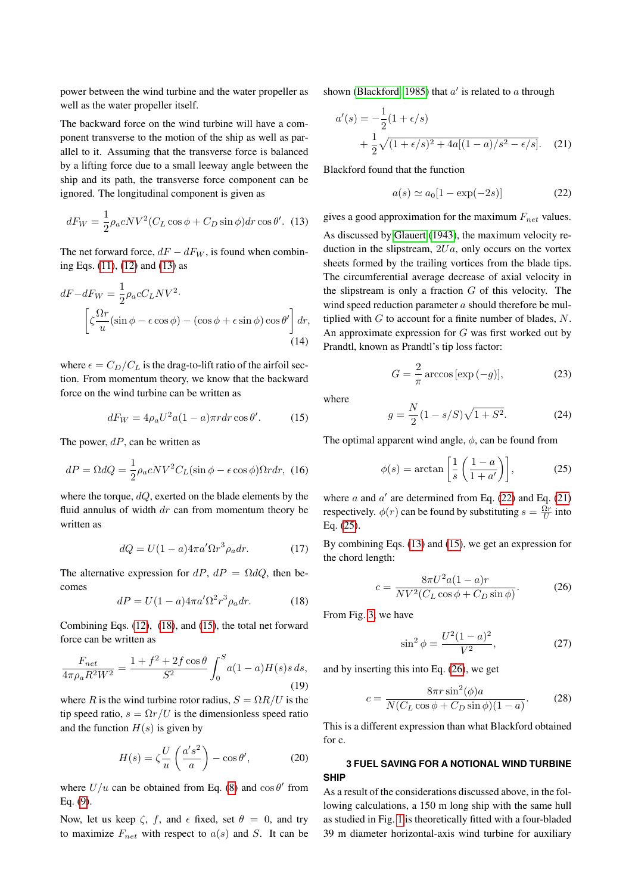power between the wind turbine and the water propeller as well as the water propeller itself.

The backward force on the wind turbine will have a component transverse to the motion of the ship as well as parallel to it. Assuming that the transverse force is balanced by a lifting force due to a small leeway angle between the ship and its path, the transverse force component can be ignored. The longitudinal component is given as

$$dF_W = \frac{1}{2}\rho_a c N V^2 (C_L \cos\phi + C_D \sin\phi) dr \cos\theta'. \quad (13)$$

The net forward force, $dF - dF_W$, is found when combining Eqs. (11), (12) and (13) as

$$dF - dF_W = \frac{1}{2}\rho_a c C_L N V^2 \cdot \left[\zeta \frac{\Omega r}{u}(\sin\phi - \epsilon\cos\phi) - (\cos\phi + \epsilon\sin\phi)\cos\theta'\right] dr, \quad (14)$$

where $\epsilon = C_D/C_L$ is the drag-to-lift ratio of the airfoil section. From momentum theory, we know that the backward force on the wind turbine can be written as

$$dF_W = 4\rho_a U^2 a(1-a)\pi r dr \cos\theta'. \quad (15)$$

The power, $dP$, can be written as

$$dP = \Omega dQ = \frac{1}{2}\rho_a c N V^2 C_L (\sin\phi - \epsilon\cos\phi)\Omega r dr, \quad (16)$$

where the torque, $dQ$, exerted on the blade elements by the fluid annulus of width $dr$ can from momentum theory be written as

$$dQ = U(1-a)4\pi a' \Omega r^3 \rho_a dr. \quad (17)$$

The alternative expression for $dP$, $dP = \Omega dQ$, then becomes

$$dP = U(1-a)4\pi a' \Omega^2 r^3 \rho_a dr. \quad (18)$$

Combining Eqs. (12), (18), and (15), the total net forward force can be written as

$$\frac{F_{net}}{4\pi\rho_a R^2 W^2} = \frac{1 + f^2 + 2f\cos\theta}{S^2}\int_0^S a(1-a)H(s)s\, ds, \quad (19)$$

where $R$ is the wind turbine rotor radius, $S = \Omega R/U$ is the tip speed ratio, $s = \Omega r/U$ is the dimensionless speed ratio and the function $H(s)$ is given by

$$H(s) = \zeta\frac{U}{u}\left(\frac{a' s^2}{a}\right) - \cos\theta', \quad (20)$$

where $U/u$ can be obtained from Eq. (8) and $\cos\theta'$ from Eq. (9).

Now, let us keep $\zeta$, $f$, and $\epsilon$ fixed, set $\theta = 0$, and try to maximize $F_{net}$ with respect to $a(s)$ and $S$. It can be shown (Blackford 1985) that $a'$ is related to $a$ through

$$a'(s) = -\frac{1}{2}(1 + \epsilon/s) + \frac{1}{2}\sqrt{(1+\epsilon/s)^2 + 4a[(1-a)/s^2 - \epsilon/s]}. \quad (21)$$

Blackford found that the function

$$a(s) \simeq a_0[1 - \exp(-2s)] \quad (22)$$

gives a good approximation for the maximum $F_{net}$ values.

As discussed by Glauert (1943), the maximum velocity reduction in the slipstream, $2Ua$, only occurs on the vortex sheets formed by the trailing vortices from the blade tips. The circumferential average decrease of axial velocity in the slipstream is only a fraction $G$ of this velocity. The wind speed reduction parameter $a$ should therefore be multiplied with $G$ to account for a finite number of blades, $N$. An approximate expression for $G$ was first worked out by Prandtl, known as Prandtl's tip loss factor:

$$G = \frac{2}{\pi}\arccos\left[\exp\left(-g\right)\right], \quad (23)$$

where

$$g = \frac{N}{2}(1 - s/S)\sqrt{1 + S^2}. \quad (24)$$

The optimal apparent wind angle, $\phi$, can be found from

$$\phi(s) = \arctan\left[\frac{1}{s}\left(\frac{1-a}{1+a'}\right)\right], \quad (25)$$

where $a$ and $a'$ are determined from Eq. (22) and Eq. (21) respectively. $\phi(r)$ can be found by substituting $s = \frac{\Omega r}{U}$ into Eq. (25).

By combining Eqs. (13) and (15), we get an expression for the chord length:

$$c = \frac{8\pi U^2 a(1-a) r}{N V^2 (C_L\cos\phi + C_D\sin\phi)}. \quad (26)$$

From Fig. 3 we have

$$\sin^2\phi = \frac{U^2(1-a)^2}{V^2}, \quad (27)$$

and by inserting this into Eq. (26), we get

$$c = \frac{8\pi r \sin^2(\phi) a}{N(C_L\cos\phi + C_D\sin\phi)(1-a)}. \quad (28)$$

This is a different expression than what Blackford obtained for c.

## 3 FUEL SAVING FOR A NOTIONAL WIND TURBINE SHIP

As a result of the considerations discussed above, in the following calculations, a 150 m long ship with the same hull as studied in Fig. 1 is theoretically fitted with a four-bladed 39 m diameter horizontal-axis wind turbine for auxiliary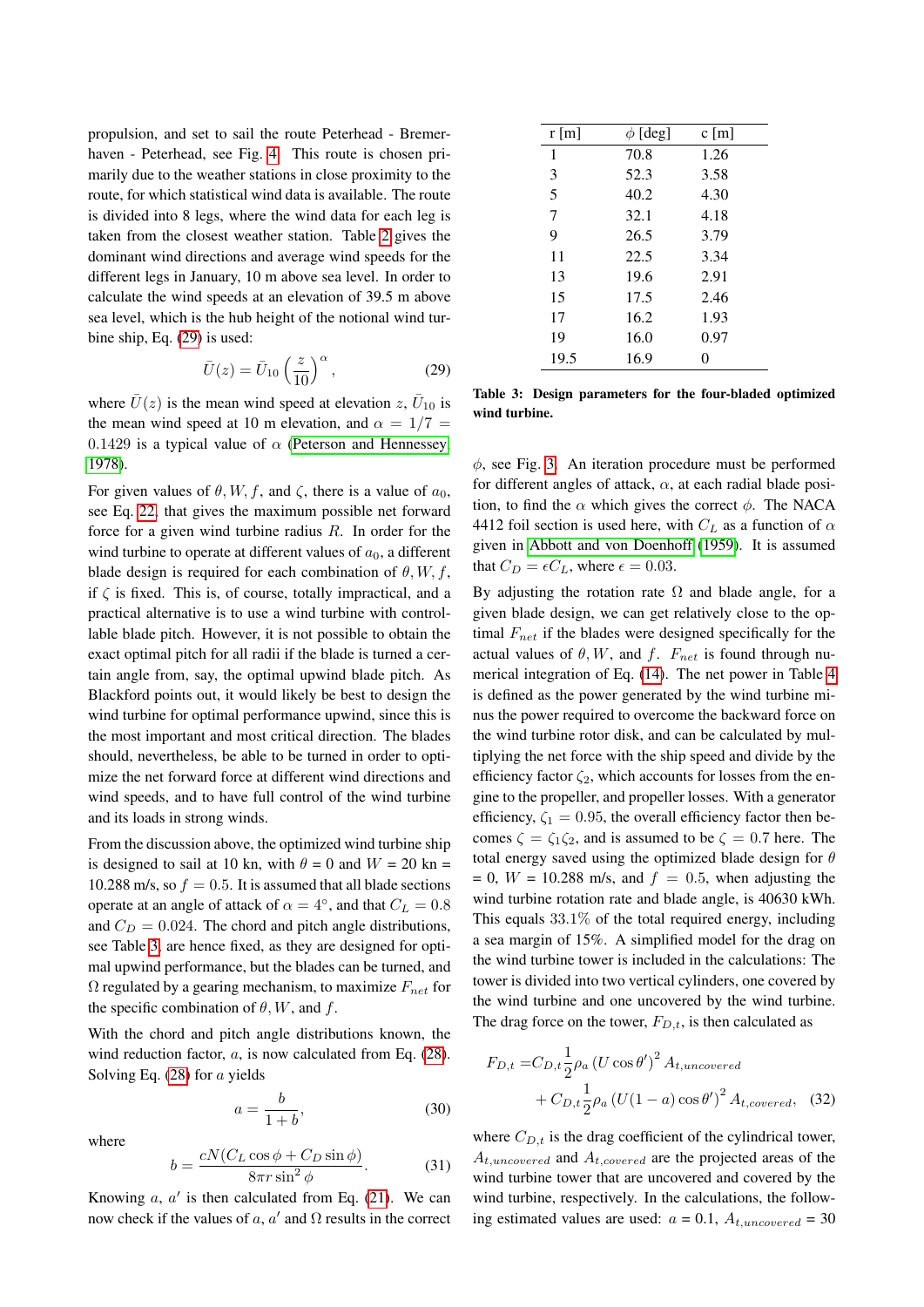propulsion, and set to sail the route Peterhead - Bremerhaven - Peterhead, see Fig. 4. This route is chosen primarily due to the weather stations in close proximity to the route, for which statistical wind data is available. The route is divided into 8 legs, where the wind data for each leg is taken from the closest weather station. Table 2 gives the dominant wind directions and average wind speeds for the different legs in January, 10 m above sea level. In order to calculate the wind speeds at an elevation of 39.5 m above sea level, which is the hub height of the notional wind turbine ship, Eq. (29) is used:

$$\bar{U}(z) = \bar{U}_{10}\left(\frac{z}{10}\right)^{\alpha}, \tag{29}$$

where $\bar{U}(z)$ is the mean wind speed at elevation $z$, $\bar{U}_{10}$ is the mean wind speed at 10 m elevation, and $\alpha = 1/7 = 0.1429$ is a typical value of $\alpha$ (Peterson and Hennessey, 1978).

For given values of $\theta, W, f$, and $\zeta$, there is a value of $a_0$, see Eq. 22, that gives the maximum possible net forward force for a given wind turbine radius $R$. In order for the wind turbine to operate at different values of $a_0$, a different blade design is required for each combination of $\theta, W, f$, if $\zeta$ is fixed. This is, of course, totally impractical, and a practical alternative is to use a wind turbine with controllable blade pitch. However, it is not possible to obtain the exact optimal pitch for all radii if the blade is turned a certain angle from, say, the optimal upwind blade pitch. As Blackford points out, it would likely be best to design the wind turbine for optimal performance upwind, since this is the most important and most critical direction. The blades should, nevertheless, be able to be turned in order to optimize the net forward force at different wind directions and wind speeds, and to have full control of the wind turbine and its loads in strong winds.

From the discussion above, the optimized wind turbine ship is designed to sail at 10 kn, with $\theta$ = 0 and $W$ = 20 kn = 10.288 m/s, so $f = 0.5$. It is assumed that all blade sections operate at an angle of attack of $\alpha = 4°$, and that $C_L = 0.8$ and $C_D = 0.024$. The chord and pitch angle distributions, see Table 3, are hence fixed, as they are designed for optimal upwind performance, but the blades can be turned, and $\Omega$ regulated by a gearing mechanism, to maximize $F_{net}$ for the specific combination of $\theta, W$, and $f$.

With the chord and pitch angle distributions known, the wind reduction factor, $a$, is now calculated from Eq. (28). Solving Eq. (28) for $a$ yields

$$a = \frac{b}{1+b}, \tag{30}$$

where

$$b = \frac{cN(C_L\cos\phi + C_D\sin\phi)}{8\pi r\sin^2\phi}. \tag{31}$$

Knowing $a$, $a'$ is then calculated from Eq. (21). We can now check if the values of $a$, $a'$ and $\Omega$ results in the correct

| r [m] | $\phi$ [deg] | c [m] |
|---|---|---|
| 1 | 70.8 | 1.26 |
| 3 | 52.3 | 3.58 |
| 5 | 40.2 | 4.30 |
| 7 | 32.1 | 4.18 |
| 9 | 26.5 | 3.79 |
| 11 | 22.5 | 3.34 |
| 13 | 19.6 | 2.91 |
| 15 | 17.5 | 2.46 |
| 17 | 16.2 | 1.93 |
| 19 | 16.0 | 0.97 |
| 19.5 | 16.9 | 0 |

**Table 3: Design parameters for the four-bladed optimized wind turbine.**

$\phi$, see Fig. 3. An iteration procedure must be performed for different angles of attack, $\alpha$, at each radial blade position, to find the $\alpha$ which gives the correct $\phi$. The NACA 4412 foil section is used here, with $C_L$ as a function of $\alpha$ given in Abbott and von Doenhoff (1959). It is assumed that $C_D = \epsilon C_L$, where $\epsilon = 0.03$.

By adjusting the rotation rate $\Omega$ and blade angle, for a given blade design, we can get relatively close to the optimal $F_{net}$ if the blades were designed specifically for the actual values of $\theta, W$, and $f$. $F_{net}$ is found through numerical integration of Eq. (14). The net power in Table 4 is defined as the power generated by the wind turbine minus the power required to overcome the backward force on the wind turbine rotor disk, and can be calculated by multiplying the net force with the ship speed and divide by the efficiency factor $\zeta_2$, which accounts for losses from the engine to the propeller, and propeller losses. With a generator efficiency, $\zeta_1 = 0.95$, the overall efficiency factor then becomes $\zeta = \zeta_1\zeta_2$, and is assumed to be $\zeta = 0.7$ here. The total energy saved using the optimized blade design for $\theta$ = 0, $W$ = 10.288 m/s, and $f = 0.5$, when adjusting the wind turbine rotation rate and blade angle, is 40630 kWh. This equals 33.1% of the total required energy, including a sea margin of 15%. A simplified model for the drag on the wind turbine tower is included in the calculations: The tower is divided into two vertical cylinders, one covered by the wind turbine and one uncovered by the wind turbine. The drag force on the tower, $F_{D,t}$, is then calculated as

$$\begin{aligned} F_{D,t} = & C_{D,t}\frac{1}{2}\rho_a\left(U\cos\theta'\right)^2 A_{t,uncovered} \\ & + C_{D,t}\frac{1}{2}\rho_a\left(U(1-a)\cos\theta'\right)^2 A_{t,covered}, \end{aligned} \tag{32}$$

where $C_{D,t}$ is the drag coefficient of the cylindrical tower, $A_{t,uncovered}$ and $A_{t,covered}$ are the projected areas of the wind turbine tower that are uncovered and covered by the wind turbine, respectively. In the calculations, the following estimated values are used: $a$ = 0.1, $A_{t,uncovered}$ = 30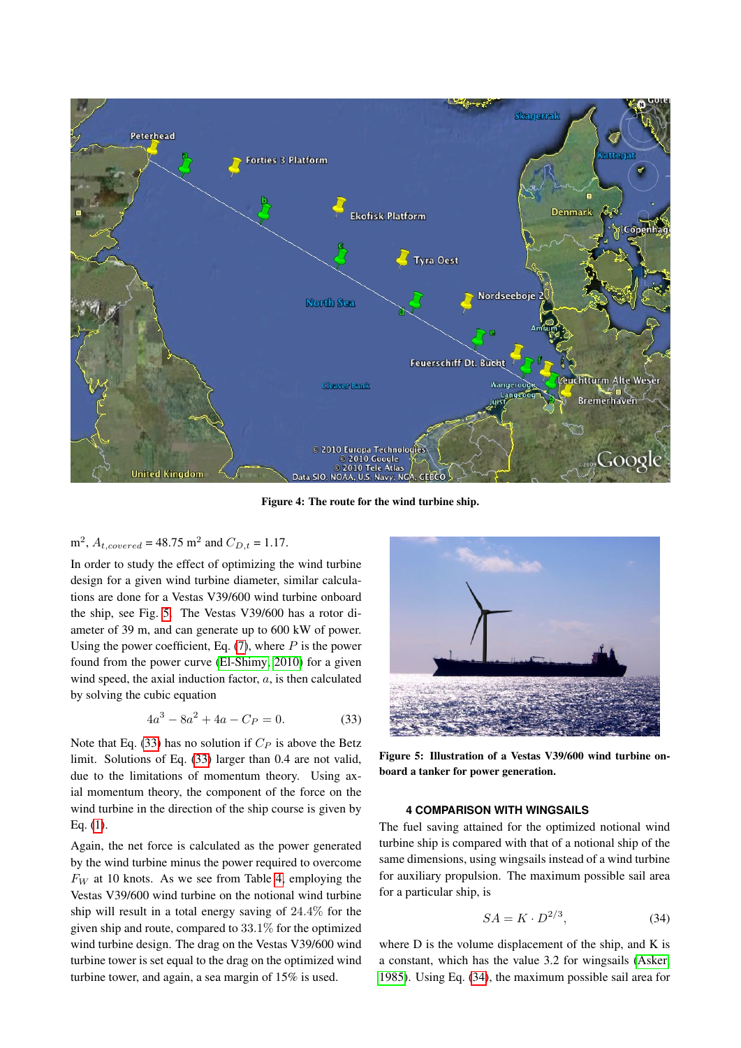Figure 4: The route for the wind turbine ship.

m$^2$, $A_{t,covered}$ = 48.75 m$^2$ and $C_{D,t}$ = 1.17.

In order to study the effect of optimizing the wind turbine design for a given wind turbine diameter, similar calculations are done for a Vestas V39/600 wind turbine onboard the ship, see Fig. 5. The Vestas V39/600 has a rotor diameter of 39 m, and can generate up to 600 kW of power. Using the power coefficient, Eq. (7), where $P$ is the power found from the power curve (El-Shimy, 2010) for a given wind speed, the axial induction factor, $a$, is then calculated by solving the cubic equation

$$4a^3 - 8a^2 + 4a - C_P = 0. \tag{33}$$

Note that Eq. (33) has no solution if $C_P$ is above the Betz limit. Solutions of Eq. (33) larger than 0.4 are not valid, due to the limitations of momentum theory. Using axial momentum theory, the component of the force on the wind turbine in the direction of the ship course is given by Eq. (1).

Again, the net force is calculated as the power generated by the wind turbine minus the power required to overcome $F_W$ at 10 knots. As we see from Table 4, employing the Vestas V39/600 wind turbine on the notional wind turbine ship will result in a total energy saving of 24.4% for the given ship and route, compared to 33.1% for the optimized wind turbine design. The drag on the Vestas V39/600 wind turbine tower is set equal to the drag on the optimized wind turbine tower, and again, a sea margin of 15% is used.

Figure 5: Illustration of a Vestas V39/600 wind turbine onboard a tanker for power generation.

#### 4 COMPARISON WITH WINGSAILS

The fuel saving attained for the optimized notional wind turbine ship is compared with that of a notional ship of the same dimensions, using wingsails instead of a wind turbine for auxiliary propulsion. The maximum possible sail area for a particular ship, is

$$SA = K \cdot D^{2/3}, \tag{34}$$

where D is the volume displacement of the ship, and K is a constant, which has the value 3.2 for wingsails (Asker, 1985). Using Eq. (34), the maximum possible sail area for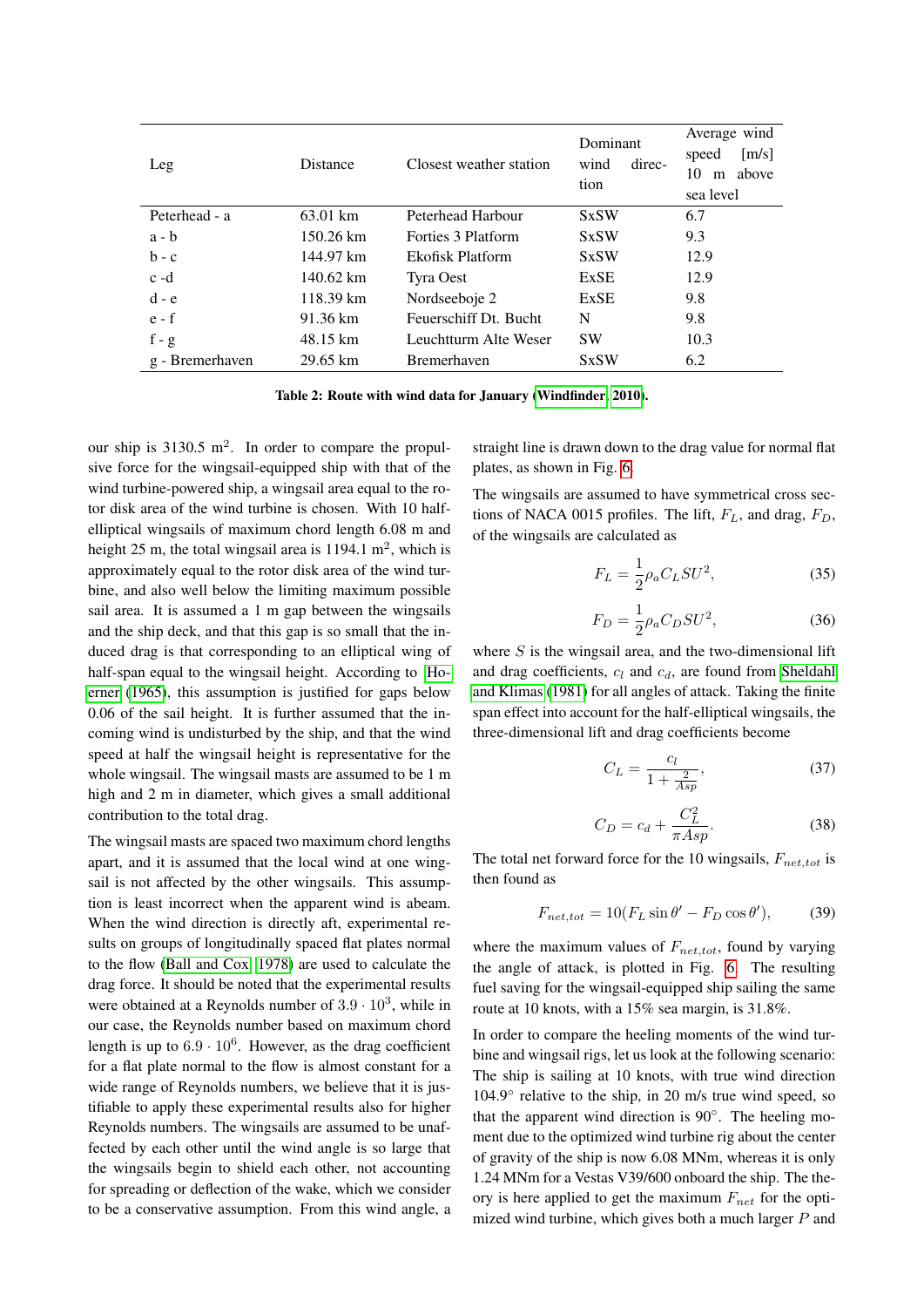| Leg | Distance | Closest weather station | Dominant wind direction | Average wind speed [m/s] 10 m above sea level |
|---|---|---|---|---|
| Peterhead - a | 63.01 km | Peterhead Harbour | SxSW | 6.7 |
| a - b | 150.26 km | Forties 3 Platform | SxSW | 9.3 |
| b - c | 144.97 km | Ekofisk Platform | SxSW | 12.9 |
| c -d | 140.62 km | Tyra Oest | ExSE | 12.9 |
| d - e | 118.39 km | Nordseeboje 2 | ExSE | 9.8 |
| e - f | 91.36 km | Feuerschiff Dt. Bucht | N | 9.8 |
| f - g | 48.15 km | Leuchtturm Alte Weser | SW | 10.3 |
| g - Bremerhaven | 29.65 km | Bremerhaven | SxSW | 6.2 |

**Table 2: Route with wind data for January (Windfinder, 2010).**

our ship is 3130.5 m$^2$. In order to compare the propulsive force for the wingsail-equipped ship with that of the wind turbine-powered ship, a wingsail area equal to the rotor disk area of the wind turbine is chosen. With 10 half-elliptical wingsails of maximum chord length 6.08 m and height 25 m, the total wingsail area is 1194.1 m$^2$, which is approximately equal to the rotor disk area of the wind turbine, and also well below the limiting maximum possible sail area. It is assumed a 1 m gap between the wingsails and the ship deck, and that this gap is so small that the induced drag is that corresponding to an elliptical wing of half-span equal to the wingsail height. According to Hoerner (1965), this assumption is justified for gaps below 0.06 of the sail height. It is further assumed that the incoming wind is undisturbed by the ship, and that the wind speed at half the wingsail height is representative for the whole wingsail. The wingsail masts are assumed to be 1 m high and 2 m in diameter, which gives a small additional contribution to the total drag.

The wingsail masts are spaced two maximum chord lengths apart, and it is assumed that the local wind at one wingsail is not affected by the other wingsails. This assumption is least incorrect when the apparent wind is abeam. When the wind direction is directly aft, experimental results on groups of longitudinally spaced flat plates normal to the flow (Ball and Cox, 1978) are used to calculate the drag force. It should be noted that the experimental results were obtained at a Reynolds number of $3.9 \cdot 10^3$, while in our case, the Reynolds number based on maximum chord length is up to $6.9 \cdot 10^6$. However, as the drag coefficient for a flat plate normal to the flow is almost constant for a wide range of Reynolds numbers, we believe that it is justifiable to apply these experimental results also for higher Reynolds numbers. The wingsails are assumed to be unaffected by each other until the wind angle is so large that the wingsails begin to shield each other, not accounting for spreading or deflection of the wake, which we consider to be a conservative assumption. From this wind angle, a straight line is drawn down to the drag value for normal flat plates, as shown in Fig. 6.

The wingsails are assumed to have symmetrical cross sections of NACA 0015 profiles. The lift, $F_L$, and drag, $F_D$, of the wingsails are calculated as

$$F_L = \frac{1}{2}\rho_a C_L S U^2, \tag{35}$$

$$F_D = \frac{1}{2}\rho_a C_D S U^2, \tag{36}$$

where $S$ is the wingsail area, and the two-dimensional lift and drag coefficients, $c_l$ and $c_d$, are found from Sheldahl and Klimas (1981) for all angles of attack. Taking the finite span effect into account for the half-elliptical wingsails, the three-dimensional lift and drag coefficients become

$$C_L = \frac{c_l}{1 + \frac{2}{Asp}}, \tag{37}$$

$$C_D = c_d + \frac{C_L^2}{\pi Asp}. \tag{38}$$

The total net forward force for the 10 wingsails, $F_{net,tot}$ is then found as

$$F_{net,tot} = 10(F_L \sin\theta' - F_D \cos\theta'), \tag{39}$$

where the maximum values of $F_{net,tot}$, found by varying the angle of attack, is plotted in Fig. 6. The resulting fuel saving for the wingsail-equipped ship sailing the same route at 10 knots, with a 15% sea margin, is 31.8%.

In order to compare the heeling moments of the wind turbine and wingsail rigs, let us look at the following scenario: The ship is sailing at 10 knots, with true wind direction 104.9° relative to the ship, in 20 m/s true wind speed, so that the apparent wind direction is 90°. The heeling moment due to the optimized wind turbine rig about the center of gravity of the ship is now 6.08 MNm, whereas it is only 1.24 MNm for a Vestas V39/600 onboard the ship. The theory is here applied to get the maximum $F_{net}$ for the optimized wind turbine, which gives both a much larger $P$ and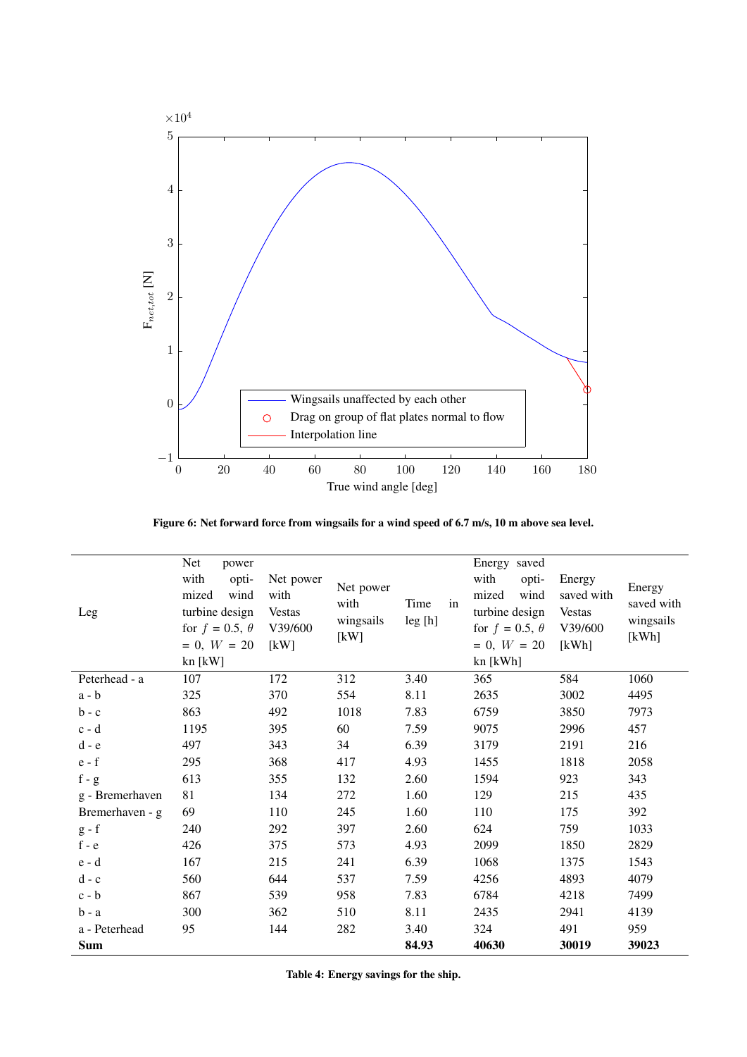Figure 6: Net forward force from wingsails for a wind speed of 6.7 m/s, 10 m above sea level.

| Leg | Net power with optimized wind turbine design for $f$ = 0.5, $\theta$ = 0, $W$ = 20 kn [kW] | Net power with Vestas V39/600 [kW] | Net power with wingsails [kW] | Time in leg [h] | Energy saved with optimized wind turbine design for $f$ = 0.5, $\theta$ = 0, $W$ = 20 kn [kWh] | Energy saved with Vestas V39/600 [kWh] | Energy saved with wingsails [kWh] |
|---|---|---|---|---|---|---|---|
| Peterhead - a | 107 | 172 | 312 | 3.40 | 365 | 584 | 1060 |
| a - b | 325 | 370 | 554 | 8.11 | 2635 | 3002 | 4495 |
| b - c | 863 | 492 | 1018 | 7.83 | 6759 | 3850 | 7973 |
| c - d | 1195 | 395 | 60 | 7.59 | 9075 | 2996 | 457 |
| d - e | 497 | 343 | 34 | 6.39 | 3179 | 2191 | 216 |
| e - f | 295 | 368 | 417 | 4.93 | 1455 | 1818 | 2058 |
| f - g | 613 | 355 | 132 | 2.60 | 1594 | 923 | 343 |
| g - Bremerhaven | 81 | 134 | 272 | 1.60 | 129 | 215 | 435 |
| Bremerhaven - g | 69 | 110 | 245 | 1.60 | 110 | 175 | 392 |
| g - f | 240 | 292 | 397 | 2.60 | 624 | 759 | 1033 |
| f - e | 426 | 375 | 573 | 4.93 | 2099 | 1850 | 2829 |
| e - d | 167 | 215 | 241 | 6.39 | 1068 | 1375 | 1543 |
| d - c | 560 | 644 | 537 | 7.59 | 4256 | 4893 | 4079 |
| c - b | 867 | 539 | 958 | 7.83 | 6784 | 4218 | 7499 |
| b - a | 300 | 362 | 510 | 8.11 | 2435 | 2941 | 4139 |
| a - Peterhead | 95 | 144 | 282 | 3.40 | 324 | 491 | 959 |
| **Sum** | | | | **84.93** | **40630** | **30019** | **39023** |

Table 4: Energy savings for the ship.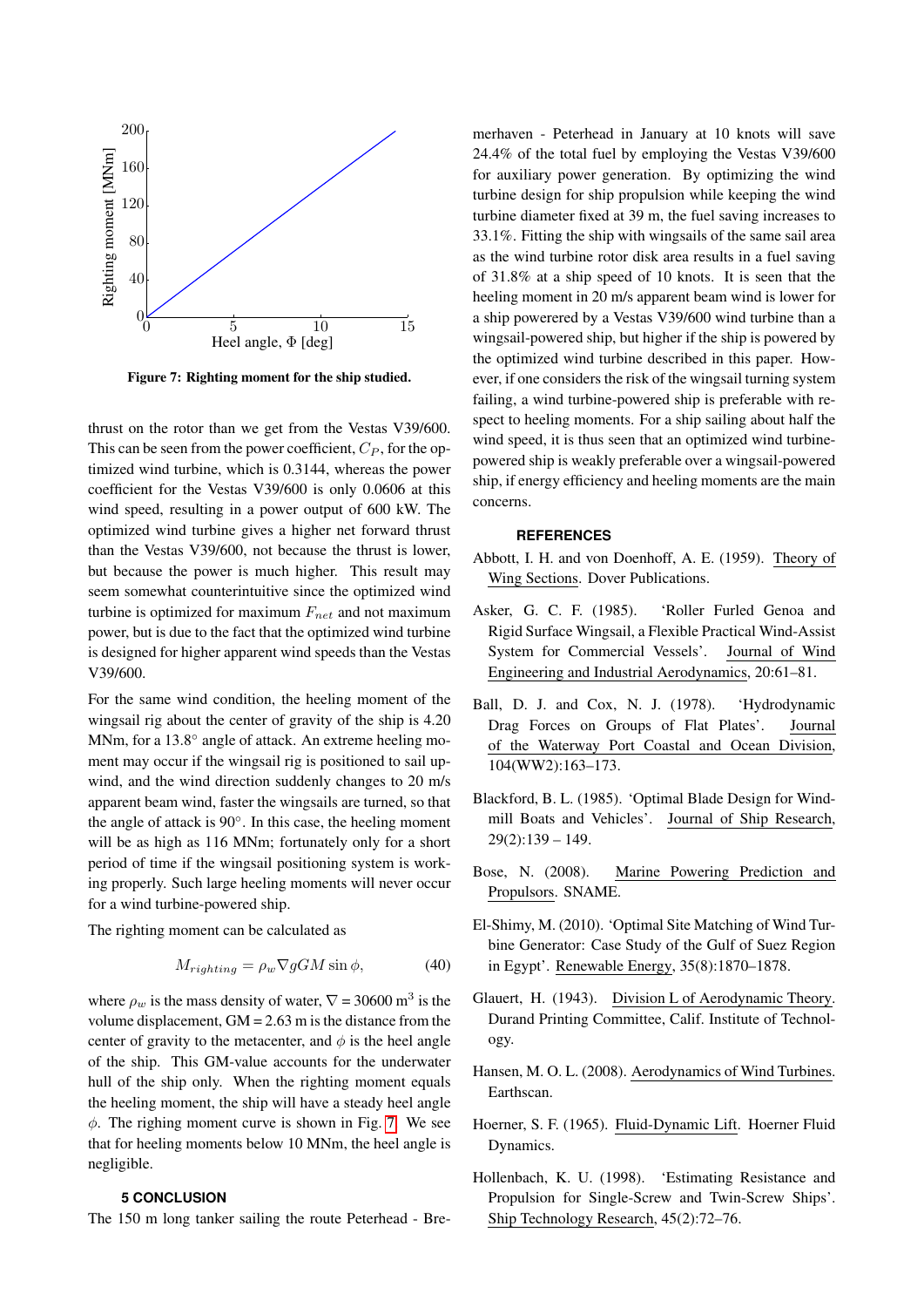Figure 7: Righting moment for the ship studied.

thrust on the rotor than we get from the Vestas V39/600. This can be seen from the power coefficient, $C_P$, for the optimized wind turbine, which is 0.3144, whereas the power coefficient for the Vestas V39/600 is only 0.0606 at this wind speed, resulting in a power output of 600 kW. The optimized wind turbine gives a higher net forward thrust than the Vestas V39/600, not because the thrust is lower, but because the power is much higher. This result may seem somewhat counterintuitive since the optimized wind turbine is optimized for maximum $F_{net}$ and not maximum power, but is due to the fact that the optimized wind turbine is designed for higher apparent wind speeds than the Vestas V39/600.

For the same wind condition, the heeling moment of the wingsail rig about the center of gravity of the ship is 4.20 MNm, for a 13.8° angle of attack. An extreme heeling moment may occur if the wingsail rig is positioned to sail upwind, and the wind direction suddenly changes to 20 m/s apparent beam wind, faster the wingsails are turned, so that the angle of attack is 90°. In this case, the heeling moment will be as high as 116 MNm; fortunately only for a short period of time if the wingsail positioning system is working properly. Such large heeling moments will never occur for a wind turbine-powered ship.

The righting moment can be calculated as

$$M_{righting} = \rho_w \nabla g GM \sin \phi, \tag{40}$$

where $\rho_w$ is the mass density of water, $\nabla$ = 30600 m$^3$ is the volume displacement, GM = 2.63 m is the distance from the center of gravity to the metacenter, and $\phi$ is the heel angle of the ship. This GM-value accounts for the underwater hull of the ship only. When the righting moment equals the heeling moment, the ship will have a steady heel angle $\phi$. The righing moment curve is shown in Fig. 7. We see that for heeling moments below 10 MNm, the heel angle is negligible.

## 5 CONCLUSION

The 150 m long tanker sailing the route Peterhead - Bremerhaven - Peterhead in January at 10 knots will save 24.4% of the total fuel by employing the Vestas V39/600 for auxiliary power generation. By optimizing the wind turbine design for ship propulsion while keeping the wind turbine diameter fixed at 39 m, the fuel saving increases to 33.1%. Fitting the ship with wingsails of the same sail area as the wind turbine rotor disk area results in a fuel saving of 31.8% at a ship speed of 10 knots. It is seen that the heeling moment in 20 m/s apparent beam wind is lower for a ship powerered by a Vestas V39/600 wind turbine than a wingsail-powered ship, but higher if the ship is powered by the optimized wind turbine described in this paper. However, if one considers the risk of the wingsail turning system failing, a wind turbine-powered ship is preferable with respect to heeling moments. For a ship sailing about half the wind speed, it is thus seen that an optimized wind turbine-powered ship is weakly preferable over a wingsail-powered ship, if energy efficiency and heeling moments are the main concerns.

## REFERENCES

Abbott, I. H. and von Doenhoff, A. E. (1959). Theory of Wing Sections. Dover Publications.

Asker, G. C. F. (1985). 'Roller Furled Genoa and Rigid Surface Wingsail, a Flexible Practical Wind-Assist System for Commercial Vessels'. Journal of Wind Engineering and Industrial Aerodynamics, 20:61–81.

Ball, D. J. and Cox, N. J. (1978). 'Hydrodynamic Drag Forces on Groups of Flat Plates'. Journal of the Waterway Port Coastal and Ocean Division, 104(WW2):163–173.

Blackford, B. L. (1985). 'Optimal Blade Design for Windmill Boats and Vehicles'. Journal of Ship Research, 29(2):139 – 149.

Bose, N. (2008). Marine Powering Prediction and Propulsors. SNAME.

El-Shimy, M. (2010). 'Optimal Site Matching of Wind Turbine Generator: Case Study of the Gulf of Suez Region in Egypt'. Renewable Energy, 35(8):1870–1878.

Glauert, H. (1943). Division L of Aerodynamic Theory. Durand Printing Committee, Calif. Institute of Technology.

Hansen, M. O. L. (2008). Aerodynamics of Wind Turbines. Earthscan.

Hoerner, S. F. (1965). Fluid-Dynamic Lift. Hoerner Fluid Dynamics.

Hollenbach, K. U. (1998). 'Estimating Resistance and Propulsion for Single-Screw and Twin-Screw Ships'. Ship Technology Research, 45(2):72–76.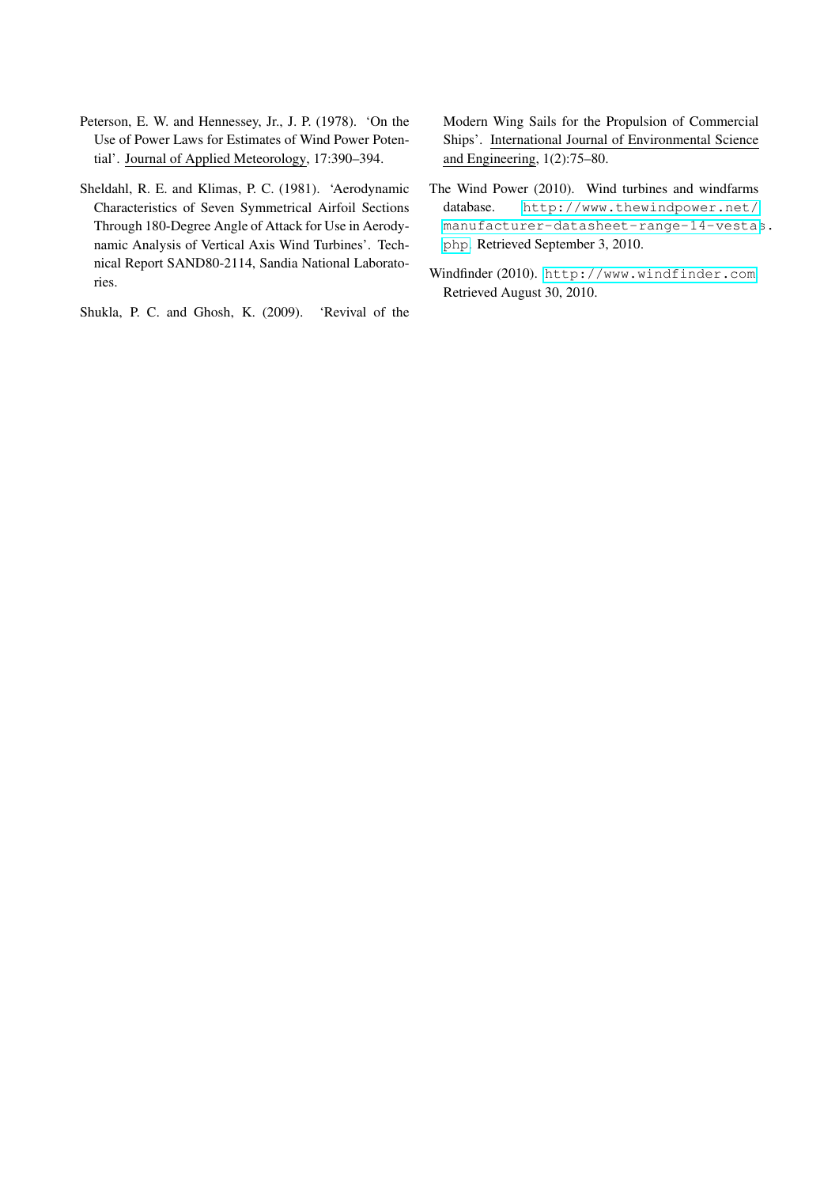Peterson, E. W. and Hennessey, Jr., J. P. (1978). 'On the Use of Power Laws for Estimates of Wind Power Potential'. Journal of Applied Meteorology, 17:390–394.

Sheldahl, R. E. and Klimas, P. C. (1981). 'Aerodynamic Characteristics of Seven Symmetrical Airfoil Sections Through 180-Degree Angle of Attack for Use in Aerodynamic Analysis of Vertical Axis Wind Turbines'. Technical Report SAND80-2114, Sandia National Laboratories.

Shukla, P. C. and Ghosh, K. (2009). 'Revival of the Modern Wing Sails for the Propulsion of Commercial Ships'. International Journal of Environmental Science and Engineering, 1(2):75–80.

The Wind Power (2010). Wind turbines and windfarms database. http://www.thewindpower.net/manufacturer-datasheet-range-14-vestas.php. Retrieved September 3, 2010.

Windfinder (2010). http://www.windfinder.com. Retrieved August 30, 2010.